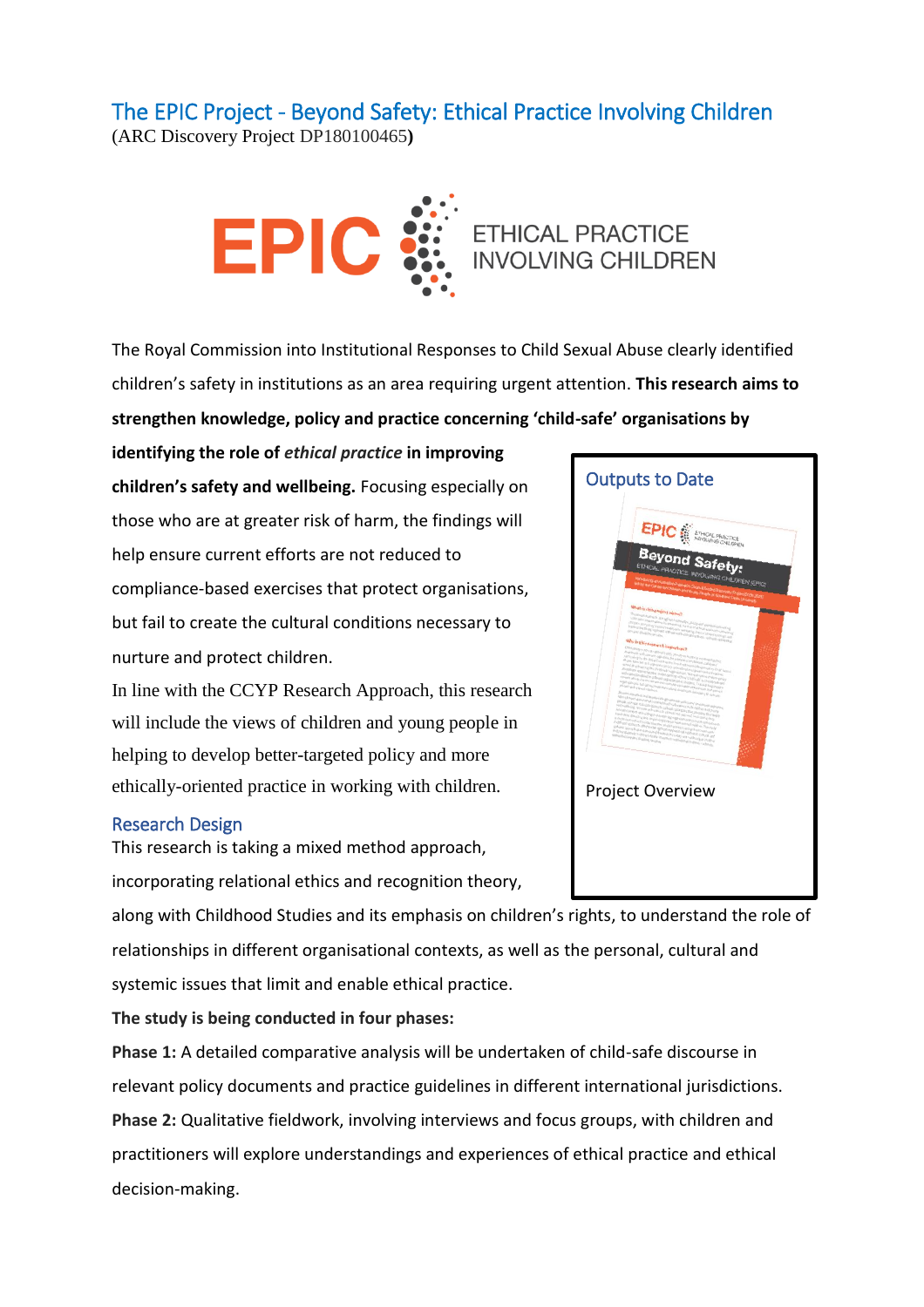# The EPIC Project - Beyond Safety: Ethical Practice Involving Children

(ARC Discovery Project DP180100465**)**

EPIC ETHICAL PRACTICE INVOLVING CHILDREN

The Royal Commission into Institutional Responses to Child Sexual Abuse clearly identified children's safety in institutions as an area requiring urgent attention. **This research aims to strengthen knowledge, policy and practice concerning 'child-safe' organisations by identifying the role of *ethical practice* in improving children's safety and wellbeing.** Focusing especially on those who are at greater risk of harm, the findings will help ensure current efforts are not reduced to compliance-based exercises that protect organisations, but fail to create the cultural conditions necessary to nurture and protect children.

In line with the CCYP Research Approach, this research will include the views of children and young people in helping to develop better-targeted policy and more ethically-oriented practice in working with children.

## Outputs to Date

Project Overview

## Research Design

This research is taking a mixed method approach, incorporating relational ethics and recognition theory, along with Childhood Studies and its emphasis on children's rights, to understand the role of relationships in different organisational contexts, as well as the personal, cultural and systemic issues that limit and enable ethical practice.

**The study is being conducted in four phases:**

**Phase 1:** A detailed comparative analysis will be undertaken of child-safe discourse in relevant policy documents and practice guidelines in different international jurisdictions.

**Phase 2:** Qualitative fieldwork, involving interviews and focus groups, with children and practitioners will explore understandings and experiences of ethical practice and ethical decision-making.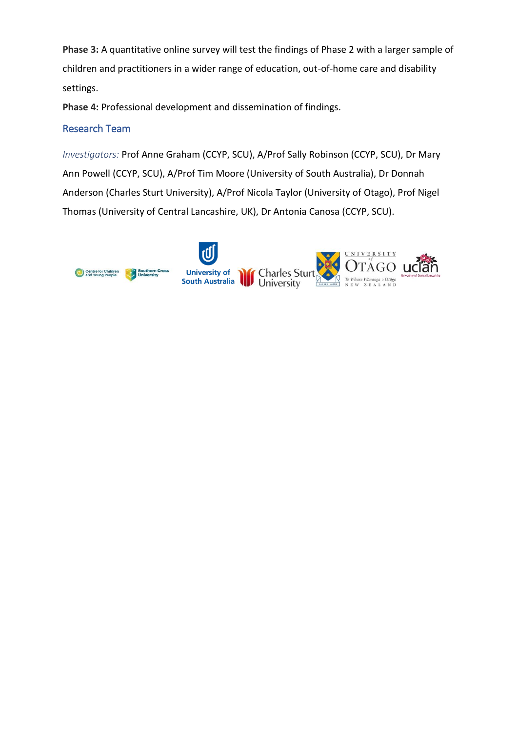**Phase 3:** A quantitative online survey will test the findings of Phase 2 with a larger sample of children and practitioners in a wider range of education, out-of-home care and disability settings.

**Phase 4:** Professional development and dissemination of findings.

## Research Team

*Investigators:* Prof Anne Graham (CCYP, SCU), A/Prof Sally Robinson (CCYP, SCU), Dr Mary Ann Powell (CCYP, SCU), A/Prof Tim Moore (University of South Australia), Dr Donnah Anderson (Charles Sturt University), A/Prof Nicola Taylor (University of Otago), Prof Nigel Thomas (University of Central Lancashire, UK), Dr Antonia Canosa (CCYP, SCU).